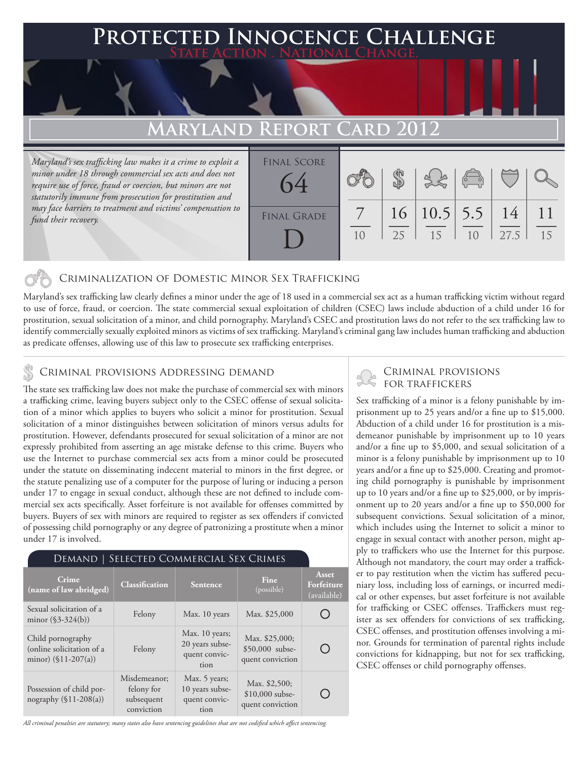# Protected Innocence Challenge

**State Action . National Change.**

## Maryland Report Card 2012

*Maryland's sex trafficking law makes it a crime to exploit a minor under 18 through commercial sex acts and does not require use of force, fraud or coercion, but minors are not statutorily immune from prosecution for prostitution and may face barriers to treatment and victims' compensation to fund their recovery.*

**Final Score:** 64

**Final Grade:** D

| Criminalization of Domestic Minor Sex Trafficking | Criminal Provisions Addressing Demand | Criminal Provisions for Traffickers | Criminal Provisions for Facilitators | Protective Provisions for the Child Victims | Criminal Justice Tools for Investigation and Prosecution |
|---|---|---|---|---|---|
| 7/10 | 16/25 | 10.5/15 | 5.5/10 | 14/27.5 | 11/15 |

### Criminalization of Domestic Minor Sex Trafficking

Maryland's sex trafficking law clearly defines a minor under the age of 18 used in a commercial sex act as a human trafficking victim without regard to use of force, fraud, or coercion. The state commercial sexual exploitation of children (CSEC) laws include abduction of a child under 16 for prostitution, sexual solicitation of a minor, and child pornography. Maryland's CSEC and prostitution laws do not refer to the sex trafficking law to identify commercially sexually exploited minors as victims of sex trafficking. Maryland's criminal gang law includes human trafficking and abduction as predicate offenses, allowing use of this law to prosecute sex trafficking enterprises.

### Criminal provisions Addressing demand

The state sex trafficking law does not make the purchase of commercial sex with minors a trafficking crime, leaving buyers subject only to the CSEC offense of sexual solicitation of a minor which applies to buyers who solicit a minor for prostitution. Sexual solicitation of a minor distinguishes between solicitation of minors versus adults for prostitution. However, defendants prosecuted for sexual solicitation of a minor are not expressly prohibited from asserting an age mistake defense to this crime. Buyers who use the Internet to purchase commercial sex acts from a minor could be prosecuted under the statute on disseminating indecent material to minors in the first degree, or the statute penalizing use of a computer for the purpose of luring or inducing a person under 17 to engage in sexual conduct, although these are not defined to include commercial sex acts specifically. Asset forfeiture is not available for offenses committed by buyers. Buyers of sex with minors are required to register as sex offenders if convicted of possessing child pornography or any degree of patronizing a prostitute when a minor under 17 is involved.

**Demand | Selected Commercial Sex Crimes**

| Crime (name of law abridged) | Classification | Sentence | Fine (possible) | Asset Forfeiture (available) |
|---|---|---|---|---|
| Sexual solicitation of a minor (§3-324(b)) | Felony | Max. 10 years | Max. $25,000 | ○ |
| Child pornography (online solicitation of a minor) (§11-207(a)) | Felony | Max. 10 years; 20 years subsequent conviction | Max. $25,000; $50,000 subsequent conviction | ○ |
| Possession of child pornography (§11-208(a)) | Misdemeanor; felony for subsequent conviction | Max. 5 years; 10 years subsequent conviction | Max. $2,500; $10,000 subsequent conviction | ○ |

*All criminal penalties are statutory; many states also have sentencing guidelines that are not codified which affect sentencing.*

### Criminal provisions for traffickers

Sex trafficking of a minor is a felony punishable by imprisonment up to 25 years and/or a fine up to $15,000. Abduction of a child under 16 for prostitution is a misdemeanor punishable by imprisonment up to 10 years and/or a fine up to $5,000, and sexual solicitation of a minor is a felony punishable by imprisonment up to 10 years and/or a fine up to $25,000. Creating and promoting child pornography is punishable by imprisonment up to 10 years and/or a fine up to $25,000, or by imprisonment up to 20 years and/or a fine up to $50,000 for subsequent convictions. Sexual solicitation of a minor, which includes using the Internet to solicit a minor to engage in sexual contact with another person, might apply to traffickers who use the Internet for this purpose. Although not mandatory, the court may order a trafficker to pay restitution when the victim has suffered pecuniary loss, including loss of earnings, or incurred medical or other expenses, but asset forfeiture is not available for trafficking or CSEC offenses. Traffickers must register as sex offenders for convictions of sex trafficking, CSEC offenses, and prostitution offenses involving a minor. Grounds for termination of parental rights include convictions for kidnapping, but not for sex trafficking, CSEC offenses or child pornography offenses.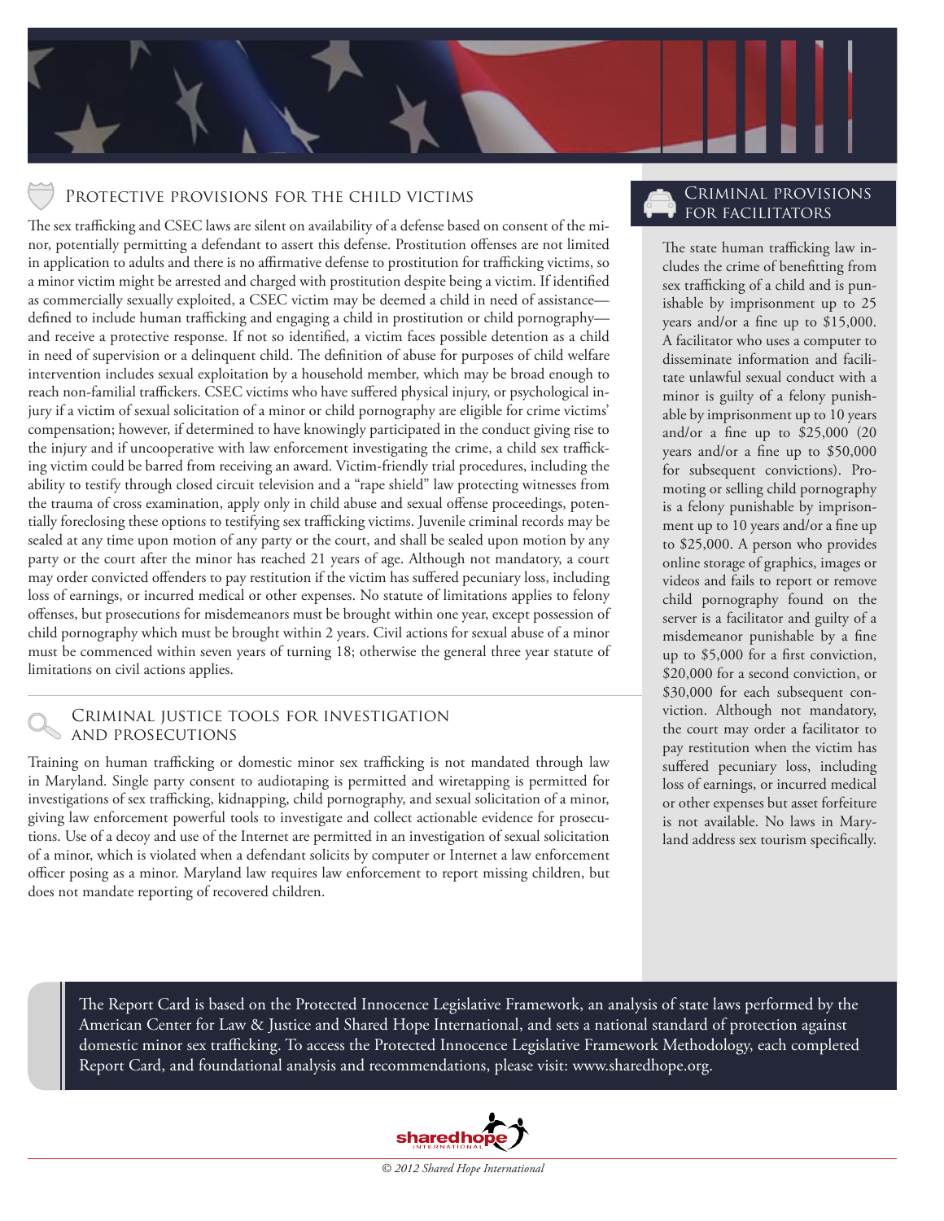## Protective provisions for the child victims

The sex trafficking and CSEC laws are silent on availability of a defense based on consent of the minor, potentially permitting a defendant to assert this defense. Prostitution offenses are not limited in application to adults and there is no affirmative defense to prostitution for trafficking victims, so a minor victim might be arrested and charged with prostitution despite being a victim. If identified as commercially sexually exploited, a CSEC victim may be deemed a child in need of assistance—defined to include human trafficking and engaging a child in prostitution or child pornography—and receive a protective response. If not so identified, a victim faces possible detention as a child in need of supervision or a delinquent child. The definition of abuse for purposes of child welfare intervention includes sexual exploitation by a household member, which may be broad enough to reach non-familial traffickers. CSEC victims who have suffered physical injury, or psychological injury if a victim of sexual solicitation of a minor or child pornography are eligible for crime victims' compensation; however, if determined to have knowingly participated in the conduct giving rise to the injury and if uncooperative with law enforcement investigating the crime, a child sex trafficking victim could be barred from receiving an award. Victim-friendly trial procedures, including the ability to testify through closed circuit television and a "rape shield" law protecting witnesses from the trauma of cross examination, apply only in child abuse and sexual offense proceedings, potentially foreclosing these options to testifying sex trafficking victims. Juvenile criminal records may be sealed at any time upon motion of any party or the court, and shall be sealed upon motion by any party or the court after the minor has reached 21 years of age. Although not mandatory, a court may order convicted offenders to pay restitution if the victim has suffered pecuniary loss, including loss of earnings, or incurred medical or other expenses. No statute of limitations applies to felony offenses, but prosecutions for misdemeanors must be brought within one year, except possession of child pornography which must be brought within 2 years. Civil actions for sexual abuse of a minor must be commenced within seven years of turning 18; otherwise the general three year statute of limitations on civil actions applies.

## Criminal justice tools for investigation and prosecutions

Training on human trafficking or domestic minor sex trafficking is not mandated through law in Maryland. Single party consent to audiotaping is permitted and wiretapping is permitted for investigations of sex trafficking, kidnapping, child pornography, and sexual solicitation of a minor, giving law enforcement powerful tools to investigate and collect actionable evidence for prosecutions. Use of a decoy and use of the Internet are permitted in an investigation of sexual solicitation of a minor, which is violated when a defendant solicits by computer or Internet a law enforcement officer posing as a minor. Maryland law requires law enforcement to report missing children, but does not mandate reporting of recovered children.

## Criminal provisions for facilitators

The state human trafficking law includes the crime of benefitting from sex trafficking of a child and is punishable by imprisonment up to 25 years and/or a fine up to $15,000. A facilitator who uses a computer to disseminate information and facilitate unlawful sexual conduct with a minor is guilty of a felony punishable by imprisonment up to 10 years and/or a fine up to $25,000 (20 years and/or a fine up to $50,000 for subsequent convictions). Promoting or selling child pornography is a felony punishable by imprisonment up to 10 years and/or a fine up to $25,000. A person who provides online storage of graphics, images or videos and fails to report or remove child pornography found on the server is a facilitator and guilty of a misdemeanor punishable by a fine up to $5,000 for a first conviction, $20,000 for a second conviction, or $30,000 for each subsequent conviction. Although not mandatory, the court may order a facilitator to pay restitution when the victim has suffered pecuniary loss, including loss of earnings, or incurred medical or other expenses but asset forfeiture is not available. No laws in Maryland address sex tourism specifically.

The Report Card is based on the Protected Innocence Legislative Framework, an analysis of state laws performed by the American Center for Law & Justice and Shared Hope International, and sets a national standard of protection against domestic minor sex trafficking. To access the Protected Innocence Legislative Framework Methodology, each completed Report Card, and foundational analysis and recommendations, please visit: www.sharedhope.org.

sharedhope INTERNATIONAL

*© 2012 Shared Hope International*